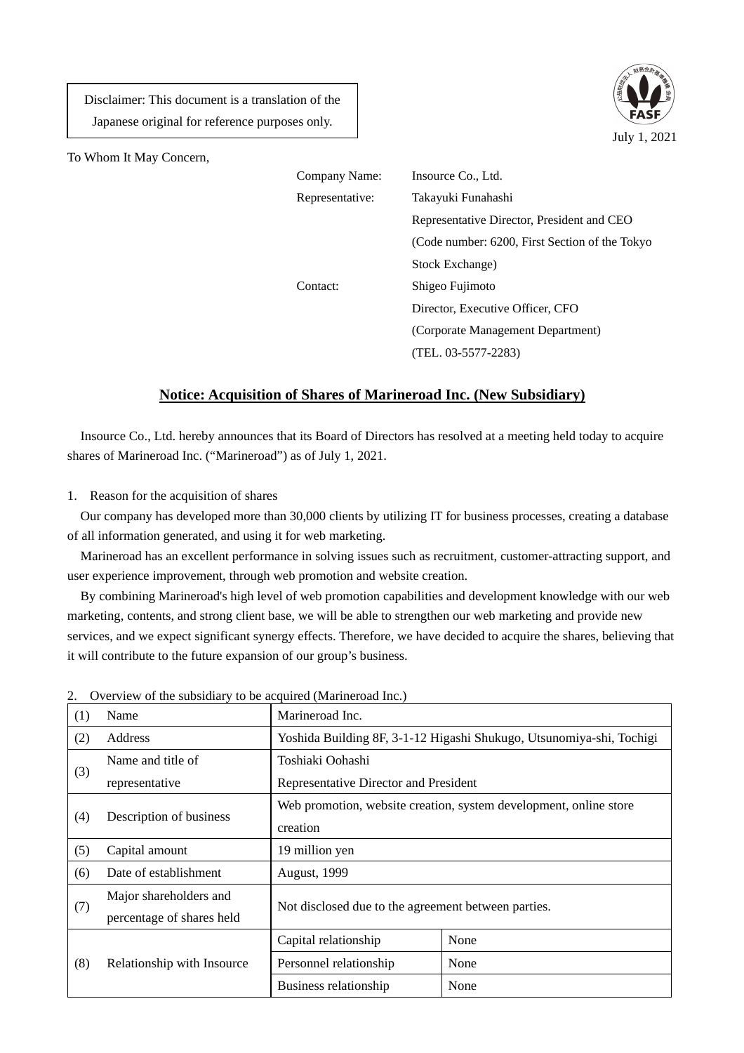Disclaimer: This document is a translation of the Japanese original for reference purposes only.

July 1, 2021

To Whom It May Concern,

| | |
|---|---|
| Company Name: | Insource Co., Ltd. |
| Representative: | Takayuki Funahashi<br>Representative Director, President and CEO<br>(Code number: 6200, First Section of the Tokyo Stock Exchange) |
| Contact: | Shigeo Fujimoto<br>Director, Executive Officer, CFO<br>(Corporate Management Department)<br>(TEL. 03-5577-2283) |

## Notice: Acquisition of Shares of Marineroad Inc. (New Subsidiary)

Insource Co., Ltd. hereby announces that its Board of Directors has resolved at a meeting held today to acquire shares of Marineroad Inc. ("Marineroad") as of July 1, 2021.

1. Reason for the acquisition of shares

Our company has developed more than 30,000 clients by utilizing IT for business processes, creating a database of all information generated, and using it for web marketing.

Marineroad has an excellent performance in solving issues such as recruitment, customer-attracting support, and user experience improvement, through web promotion and website creation.

By combining Marineroad's high level of web promotion capabilities and development knowledge with our web marketing, contents, and strong client base, we will be able to strengthen our web marketing and provide new services, and we expect significant synergy effects. Therefore, we have decided to acquire the shares, believing that it will contribute to the future expansion of our group's business.

2. Overview of the subsidiary to be acquired (Marineroad Inc.)

| | | | |
|---|---|---|---|
| (1) | Name | Marineroad Inc. | |
| (2) | Address | Yoshida Building 8F, 3-1-12 Higashi Shukugo, Utsunomiya-shi, Tochigi | |
| (3) | Name and title of representative | Toshiaki Oohashi<br>Representative Director and President | |
| (4) | Description of business | Web promotion, website creation, system development, online store creation | |
| (5) | Capital amount | 19 million yen | |
| (6) | Date of establishment | August, 1999 | |
| (7) | Major shareholders and percentage of shares held | Not disclosed due to the agreement between parties. | |
| (8) | Relationship with Insource | Capital relationship | None |
| | | Personnel relationship | None |
| | | Business relationship | None |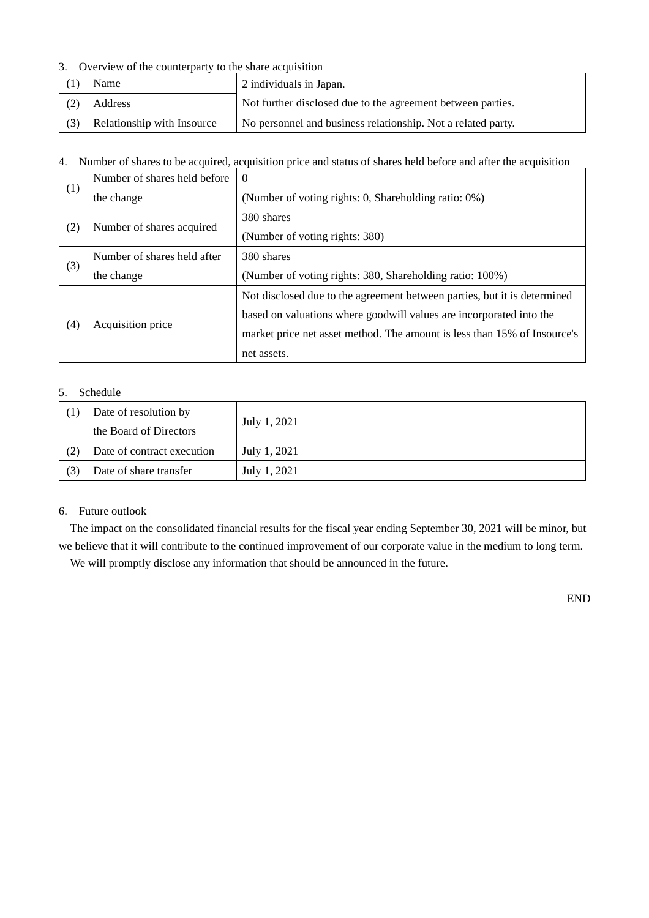3. Overview of the counterparty to the share acquisition

| | | |
|---|---|---|
| (1) | Name | 2 individuals in Japan. Not further disclosed due to the agreement between parties. |
| (2) | Address | |
| (3) | Relationship with Insource | No personnel and business relationship. Not a related party. |

4. Number of shares to be acquired, acquisition price and status of shares held before and after the acquisition

| | | |
|---|---|---|
| (1) | Number of shares held before the change | 0<br>(Number of voting rights: 0, Shareholding ratio: 0%) |
| (2) | Number of shares acquired | 380 shares<br>(Number of voting rights: 380) |
| (3) | Number of shares held after the change | 380 shares<br>(Number of voting rights: 380, Shareholding ratio: 100%) |
| (4) | Acquisition price | Not disclosed due to the agreement between parties, but it is determined based on valuations where goodwill values are incorporated into the market price net asset method. The amount is less than 15% of Insource's net assets. |

5. Schedule

| | | |
|---|---|---|
| (1) | Date of resolution by the Board of Directors | July 1, 2021 |
| (2) | Date of contract execution | July 1, 2021 |
| (3) | Date of share transfer | July 1, 2021 |

6. Future outlook

The impact on the consolidated financial results for the fiscal year ending September 30, 2021 will be minor, but we believe that it will contribute to the continued improvement of our corporate value in the medium to long term.

We will promptly disclose any information that should be announced in the future.

END